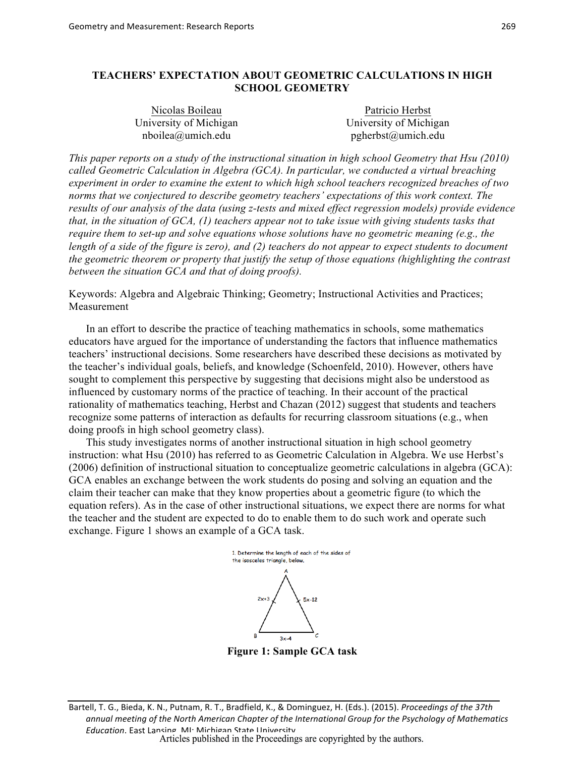# TEACHERS' EXPECTATION ABOUT GEOMETRIC CALCULATIONS IN HIGH SCHOOL GEOMETRY

Nicolas Boileau
University of Michigan
nboilea@umich.edu

Patricio Herbst
University of Michigan
pgherbst@umich.edu

*This paper reports on a study of the instructional situation in high school Geometry that Hsu (2010) called Geometric Calculation in Algebra (GCA). In particular, we conducted a virtual breaching experiment in order to examine the extent to which high school teachers recognized breaches of two norms that we conjectured to describe geometry teachers' expectations of this work context. The results of our analysis of the data (using z-tests and mixed effect regression models) provide evidence that, in the situation of GCA, (1) teachers appear not to take issue with giving students tasks that require them to set-up and solve equations whose solutions have no geometric meaning (e.g., the length of a side of the figure is zero), and (2) teachers do not appear to expect students to document the geometric theorem or property that justify the setup of those equations (highlighting the contrast between the situation GCA and that of doing proofs).*

Keywords: Algebra and Algebraic Thinking; Geometry; Instructional Activities and Practices; Measurement

In an effort to describe the practice of teaching mathematics in schools, some mathematics educators have argued for the importance of understanding the factors that influence mathematics teachers' instructional decisions. Some researchers have described these decisions as motivated by the teacher's individual goals, beliefs, and knowledge (Schoenfeld, 2010). However, others have sought to complement this perspective by suggesting that decisions might also be understood as influenced by customary norms of the practice of teaching. In their account of the practical rationality of mathematics teaching, Herbst and Chazan (2012) suggest that students and teachers recognize some patterns of interaction as defaults for recurring classroom situations (e.g., when doing proofs in high school geometry class).

This study investigates norms of another instructional situation in high school geometry instruction: what Hsu (2010) has referred to as Geometric Calculation in Algebra. We use Herbst's (2006) definition of instructional situation to conceptualize geometric calculations in algebra (GCA): GCA enables an exchange between the work students do posing and solving an equation and the claim their teacher can make that they know properties about a geometric figure (to which the equation refers). As in the case of other instructional situations, we expect there are norms for what the teacher and the student are expected to do to enable them to do such work and operate such exchange. Figure 1 shows an example of a GCA task.

1. Determine the length of each of the sides of the isosceles triangle, below.

(Triangle ABC with sides AB = $2x+3$, AC = $5x-12$, BC = $3x-4$)

**Figure 1: Sample GCA task**

Bartell, T. G., Bieda, K. N., Putnam, R. T., Bradfield, K., & Dominguez, H. (Eds.). (2015). *Proceedings of the 37th annual meeting of the North American Chapter of the International Group for the Psychology of Mathematics Education*. East Lansing, MI: Michigan State University.
Articles published in the Proceedings are copyrighted by the authors.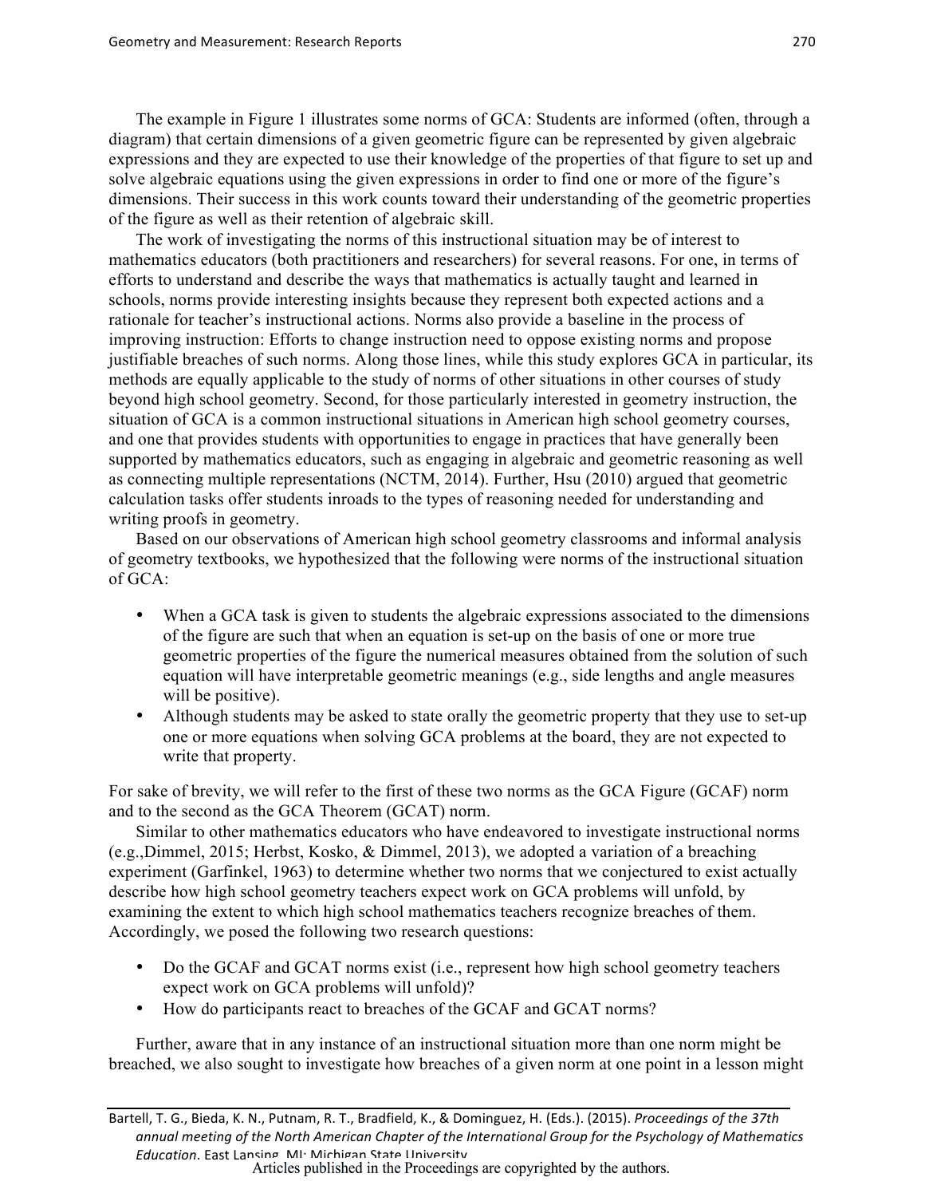The example in Figure 1 illustrates some norms of GCA: Students are informed (often, through a diagram) that certain dimensions of a given geometric figure can be represented by given algebraic expressions and they are expected to use their knowledge of the properties of that figure to set up and solve algebraic equations using the given expressions in order to find one or more of the figure's dimensions. Their success in this work counts toward their understanding of the geometric properties of the figure as well as their retention of algebraic skill.

The work of investigating the norms of this instructional situation may be of interest to mathematics educators (both practitioners and researchers) for several reasons. For one, in terms of efforts to understand and describe the ways that mathematics is actually taught and learned in schools, norms provide interesting insights because they represent both expected actions and a rationale for teacher's instructional actions. Norms also provide a baseline in the process of improving instruction: Efforts to change instruction need to oppose existing norms and propose justifiable breaches of such norms. Along those lines, while this study explores GCA in particular, its methods are equally applicable to the study of norms of other situations in other courses of study beyond high school geometry. Second, for those particularly interested in geometry instruction, the situation of GCA is a common instructional situations in American high school geometry courses, and one that provides students with opportunities to engage in practices that have generally been supported by mathematics educators, such as engaging in algebraic and geometric reasoning as well as connecting multiple representations (NCTM, 2014). Further, Hsu (2010) argued that geometric calculation tasks offer students inroads to the types of reasoning needed for understanding and writing proofs in geometry.

Based on our observations of American high school geometry classrooms and informal analysis of geometry textbooks, we hypothesized that the following were norms of the instructional situation of GCA:

- When a GCA task is given to students the algebraic expressions associated to the dimensions of the figure are such that when an equation is set-up on the basis of one or more true geometric properties of the figure the numerical measures obtained from the solution of such equation will have interpretable geometric meanings (e.g., side lengths and angle measures will be positive).
- Although students may be asked to state orally the geometric property that they use to set-up one or more equations when solving GCA problems at the board, they are not expected to write that property.

For sake of brevity, we will refer to the first of these two norms as the GCA Figure (GCAF) norm and to the second as the GCA Theorem (GCAT) norm.

Similar to other mathematics educators who have endeavored to investigate instructional norms (e.g.,Dimmel, 2015; Herbst, Kosko, & Dimmel, 2013), we adopted a variation of a breaching experiment (Garfinkel, 1963) to determine whether two norms that we conjectured to exist actually describe how high school geometry teachers expect work on GCA problems will unfold, by examining the extent to which high school mathematics teachers recognize breaches of them. Accordingly, we posed the following two research questions:

- Do the GCAF and GCAT norms exist (i.e., represent how high school geometry teachers expect work on GCA problems will unfold)?
- How do participants react to breaches of the GCAF and GCAT norms?

Further, aware that in any instance of an instructional situation more than one norm might be breached, we also sought to investigate how breaches of a given norm at one point in a lesson might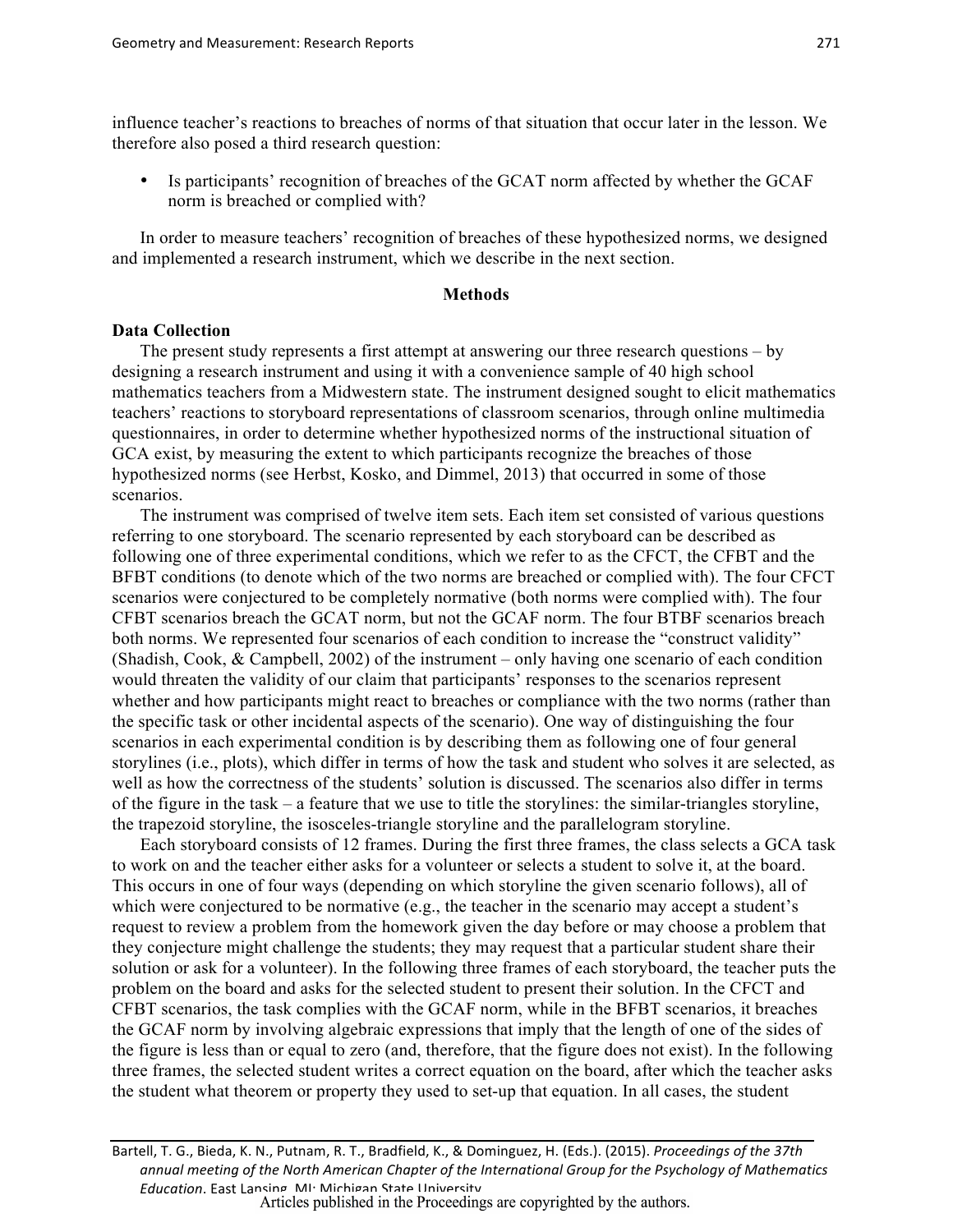influence teacher's reactions to breaches of norms of that situation that occur later in the lesson. We therefore also posed a third research question:

- Is participants' recognition of breaches of the GCAT norm affected by whether the GCAF norm is breached or complied with?

In order to measure teachers' recognition of breaches of these hypothesized norms, we designed and implemented a research instrument, which we describe in the next section.

## Methods

### Data Collection

The present study represents a first attempt at answering our three research questions – by designing a research instrument and using it with a convenience sample of 40 high school mathematics teachers from a Midwestern state. The instrument designed sought to elicit mathematics teachers' reactions to storyboard representations of classroom scenarios, through online multimedia questionnaires, in order to determine whether hypothesized norms of the instructional situation of GCA exist, by measuring the extent to which participants recognize the breaches of those hypothesized norms (see Herbst, Kosko, and Dimmel, 2013) that occurred in some of those scenarios.

The instrument was comprised of twelve item sets. Each item set consisted of various questions referring to one storyboard. The scenario represented by each storyboard can be described as following one of three experimental conditions, which we refer to as the CFCT, the CFBT and the BFBT conditions (to denote which of the two norms are breached or complied with). The four CFCT scenarios were conjectured to be completely normative (both norms were complied with). The four CFBT scenarios breach the GCAT norm, but not the GCAF norm. The four BTBF scenarios breach both norms. We represented four scenarios of each condition to increase the "construct validity" (Shadish, Cook, & Campbell, 2002) of the instrument – only having one scenario of each condition would threaten the validity of our claim that participants' responses to the scenarios represent whether and how participants might react to breaches or compliance with the two norms (rather than the specific task or other incidental aspects of the scenario). One way of distinguishing the four scenarios in each experimental condition is by describing them as following one of four general storylines (i.e., plots), which differ in terms of how the task and student who solves it are selected, as well as how the correctness of the students' solution is discussed. The scenarios also differ in terms of the figure in the task – a feature that we use to title the storylines: the similar-triangles storyline, the trapezoid storyline, the isosceles-triangle storyline and the parallelogram storyline.

Each storyboard consists of 12 frames. During the first three frames, the class selects a GCA task to work on and the teacher either asks for a volunteer or selects a student to solve it, at the board. This occurs in one of four ways (depending on which storyline the given scenario follows), all of which were conjectured to be normative (e.g., the teacher in the scenario may accept a student's request to review a problem from the homework given the day before or may choose a problem that they conjecture might challenge the students; they may request that a particular student share their solution or ask for a volunteer). In the following three frames of each storyboard, the teacher puts the problem on the board and asks for the selected student to present their solution. In the CFCT and CFBT scenarios, the task complies with the GCAF norm, while in the BFBT scenarios, it breaches the GCAF norm by involving algebraic expressions that imply that the length of one of the sides of the figure is less than or equal to zero (and, therefore, that the figure does not exist). In the following three frames, the selected student writes a correct equation on the board, after which the teacher asks the student what theorem or property they used to set-up that equation. In all cases, the student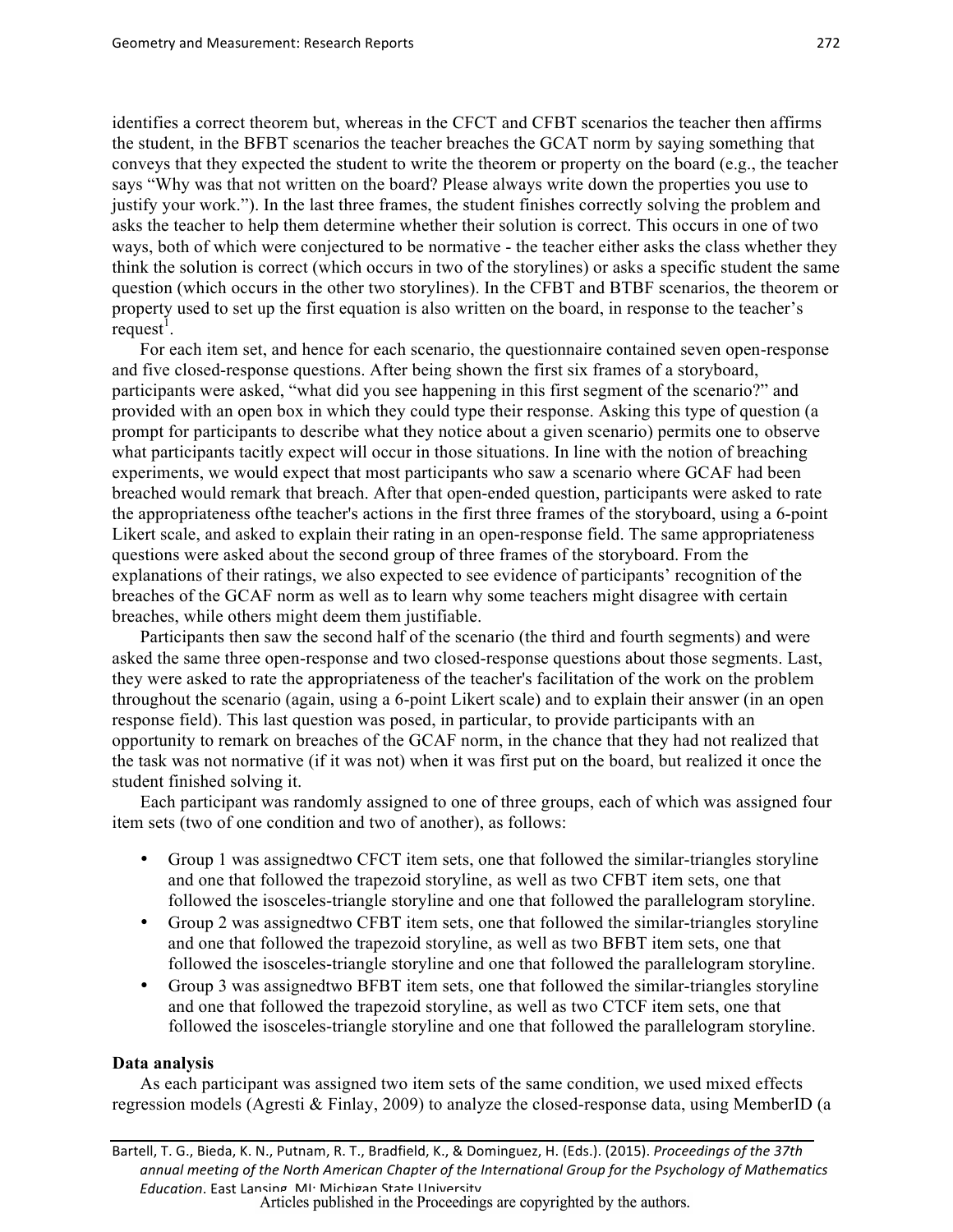identifies a correct theorem but, whereas in the CFCT and CFBT scenarios the teacher then affirms the student, in the BFBT scenarios the teacher breaches the GCAT norm by saying something that conveys that they expected the student to write the theorem or property on the board (e.g., the teacher says "Why was that not written on the board? Please always write down the properties you use to justify your work."). In the last three frames, the student finishes correctly solving the problem and asks the teacher to help them determine whether their solution is correct. This occurs in one of two ways, both of which were conjectured to be normative - the teacher either asks the class whether they think the solution is correct (which occurs in two of the storylines) or asks a specific student the same question (which occurs in the other two storylines). In the CFBT and BTBF scenarios, the theorem or property used to set up the first equation is also written on the board, in response to the teacher's request[1].

For each item set, and hence for each scenario, the questionnaire contained seven open-response and five closed-response questions. After being shown the first six frames of a storyboard, participants were asked, "what did you see happening in this first segment of the scenario?" and provided with an open box in which they could type their response. Asking this type of question (a prompt for participants to describe what they notice about a given scenario) permits one to observe what participants tacitly expect will occur in those situations. In line with the notion of breaching experiments, we would expect that most participants who saw a scenario where GCAF had been breached would remark that breach. After that open-ended question, participants were asked to rate the appropriateness ofthe teacher's actions in the first three frames of the storyboard, using a 6-point Likert scale, and asked to explain their rating in an open-response field. The same appropriateness questions were asked about the second group of three frames of the storyboard. From the explanations of their ratings, we also expected to see evidence of participants' recognition of the breaches of the GCAF norm as well as to learn why some teachers might disagree with certain breaches, while others might deem them justifiable.

Participants then saw the second half of the scenario (the third and fourth segments) and were asked the same three open-response and two closed-response questions about those segments. Last, they were asked to rate the appropriateness of the teacher's facilitation of the work on the problem throughout the scenario (again, using a 6-point Likert scale) and to explain their answer (in an open response field). This last question was posed, in particular, to provide participants with an opportunity to remark on breaches of the GCAF norm, in the chance that they had not realized that the task was not normative (if it was not) when it was first put on the board, but realized it once the student finished solving it.

Each participant was randomly assigned to one of three groups, each of which was assigned four item sets (two of one condition and two of another), as follows:

- Group 1 was assignedtwo CFCT item sets, one that followed the similar-triangles storyline and one that followed the trapezoid storyline, as well as two CFBT item sets, one that followed the isosceles-triangle storyline and one that followed the parallelogram storyline.
- Group 2 was assignedtwo CFBT item sets, one that followed the similar-triangles storyline and one that followed the trapezoid storyline, as well as two BFBT item sets, one that followed the isosceles-triangle storyline and one that followed the parallelogram storyline.
- Group 3 was assignedtwo BFBT item sets, one that followed the similar-triangles storyline and one that followed the trapezoid storyline, as well as two CTCF item sets, one that followed the isosceles-triangle storyline and one that followed the parallelogram storyline.

**Data analysis**

As each participant was assigned two item sets of the same condition, we used mixed effects regression models (Agresti & Finlay, 2009) to analyze the closed-response data, using MemberID (a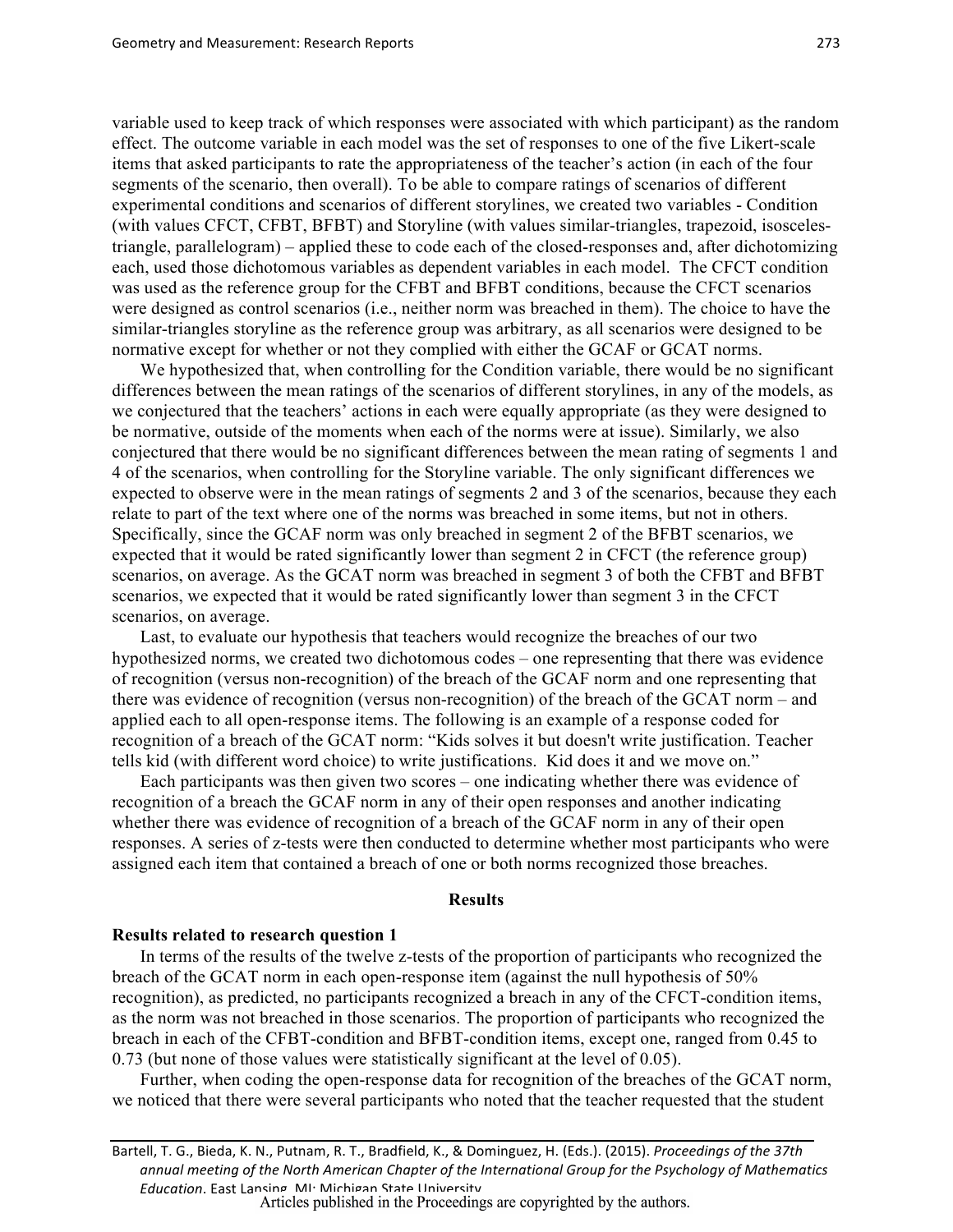variable used to keep track of which responses were associated with which participant) as the random effect. The outcome variable in each model was the set of responses to one of the five Likert-scale items that asked participants to rate the appropriateness of the teacher's action (in each of the four segments of the scenario, then overall). To be able to compare ratings of scenarios of different experimental conditions and scenarios of different storylines, we created two variables - Condition (with values CFCT, CFBT, BFBT) and Storyline (with values similar-triangles, trapezoid, isosceles-triangle, parallelogram) – applied these to code each of the closed-responses and, after dichotomizing each, used those dichotomous variables as dependent variables in each model. The CFCT condition was used as the reference group for the CFBT and BFBT conditions, because the CFCT scenarios were designed as control scenarios (i.e., neither norm was breached in them). The choice to have the similar-triangles storyline as the reference group was arbitrary, as all scenarios were designed to be normative except for whether or not they complied with either the GCAF or GCAT norms.

We hypothesized that, when controlling for the Condition variable, there would be no significant differences between the mean ratings of the scenarios of different storylines, in any of the models, as we conjectured that the teachers' actions in each were equally appropriate (as they were designed to be normative, outside of the moments when each of the norms were at issue). Similarly, we also conjectured that there would be no significant differences between the mean rating of segments 1 and 4 of the scenarios, when controlling for the Storyline variable. The only significant differences we expected to observe were in the mean ratings of segments 2 and 3 of the scenarios, because they each relate to part of the text where one of the norms was breached in some items, but not in others. Specifically, since the GCAF norm was only breached in segment 2 of the BFBT scenarios, we expected that it would be rated significantly lower than segment 2 in CFCT (the reference group) scenarios, on average. As the GCAT norm was breached in segment 3 of both the CFBT and BFBT scenarios, we expected that it would be rated significantly lower than segment 3 in the CFCT scenarios, on average.

Last, to evaluate our hypothesis that teachers would recognize the breaches of our two hypothesized norms, we created two dichotomous codes – one representing that there was evidence of recognition (versus non-recognition) of the breach of the GCAF norm and one representing that there was evidence of recognition (versus non-recognition) of the breach of the GCAT norm – and applied each to all open-response items. The following is an example of a response coded for recognition of a breach of the GCAT norm: "Kids solves it but doesn't write justification. Teacher tells kid (with different word choice) to write justifications. Kid does it and we move on."

Each participants was then given two scores – one indicating whether there was evidence of recognition of a breach the GCAF norm in any of their open responses and another indicating whether there was evidence of recognition of a breach of the GCAF norm in any of their open responses. A series of $z$-tests were then conducted to determine whether most participants who were assigned each item that contained a breach of one or both norms recognized those breaches.

## Results

### Results related to research question 1

In terms of the results of the twelve $z$-tests of the proportion of participants who recognized the breach of the GCAT norm in each open-response item (against the null hypothesis of 50% recognition), as predicted, no participants recognized a breach in any of the CFCT-condition items, as the norm was not breached in those scenarios. The proportion of participants who recognized the breach in each of the CFBT-condition and BFBT-condition items, except one, ranged from 0.45 to 0.73 (but none of those values were statistically significant at the level of 0.05).

Further, when coding the open-response data for recognition of the breaches of the GCAT norm, we noticed that there were several participants who noted that the teacher requested that the student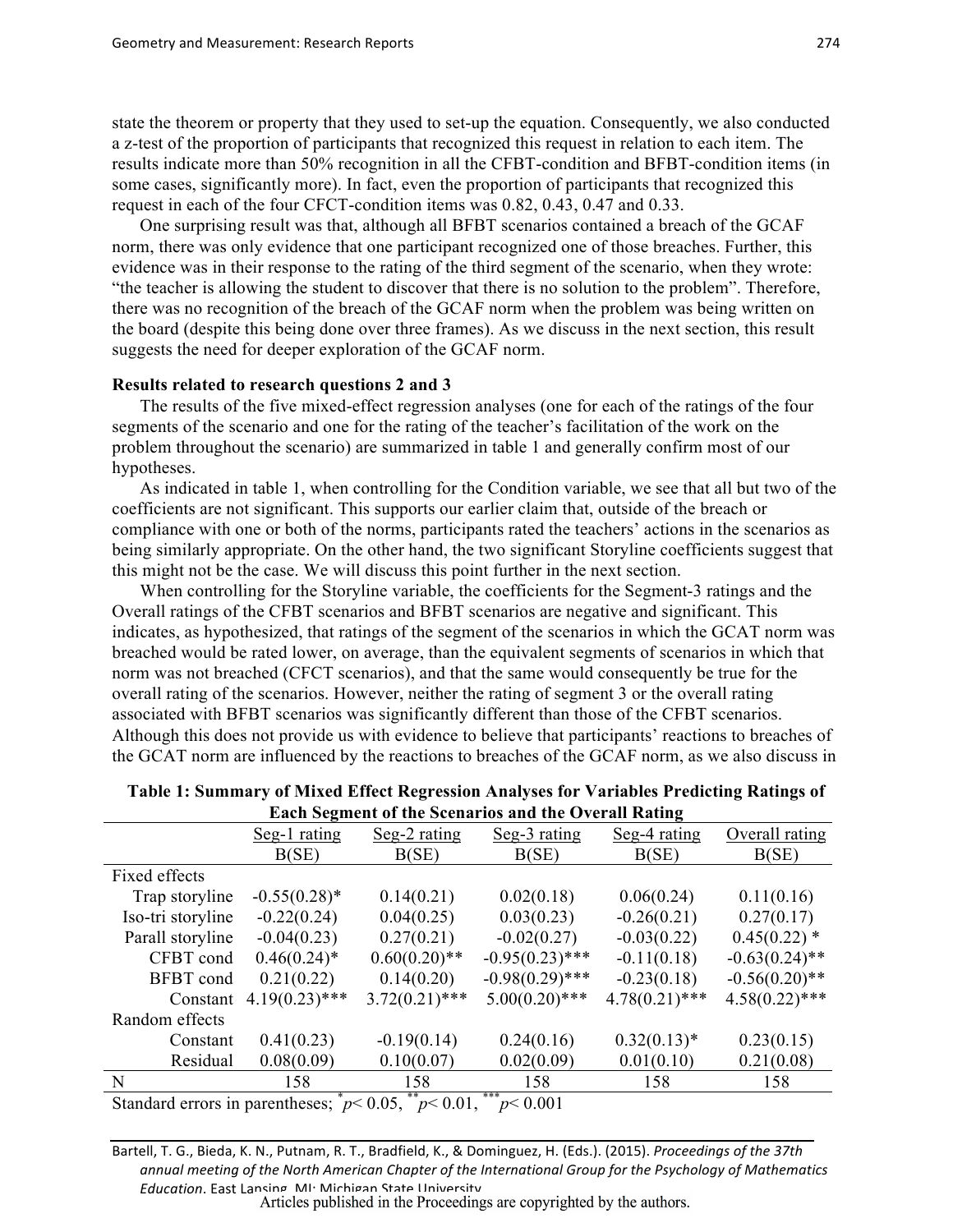state the theorem or property that they used to set-up the equation. Consequently, we also conducted a z-test of the proportion of participants that recognized this request in relation to each item. The results indicate more than 50% recognition in all the CFBT-condition and BFBT-condition items (in some cases, significantly more). In fact, even the proportion of participants that recognized this request in each of the four CFCT-condition items was 0.82, 0.43, 0.47 and 0.33.

One surprising result was that, although all BFBT scenarios contained a breach of the GCAF norm, there was only evidence that one participant recognized one of those breaches. Further, this evidence was in their response to the rating of the third segment of the scenario, when they wrote: "the teacher is allowing the student to discover that there is no solution to the problem". Therefore, there was no recognition of the breach of the GCAF norm when the problem was being written on the board (despite this being done over three frames). As we discuss in the next section, this result suggests the need for deeper exploration of the GCAF norm.

**Results related to research questions 2 and 3**

The results of the five mixed-effect regression analyses (one for each of the ratings of the four segments of the scenario and one for the rating of the teacher's facilitation of the work on the problem throughout the scenario) are summarized in table 1 and generally confirm most of our hypotheses.

As indicated in table 1, when controlling for the Condition variable, we see that all but two of the coefficients are not significant. This supports our earlier claim that, outside of the breach or compliance with one or both of the norms, participants rated the teachers' actions in the scenarios as being similarly appropriate. On the other hand, the two significant Storyline coefficients suggest that this might not be the case. We will discuss this point further in the next section.

When controlling for the Storyline variable, the coefficients for the Segment-3 ratings and the Overall ratings of the CFBT scenarios and BFBT scenarios are negative and significant. This indicates, as hypothesized, that ratings of the segment of the scenarios in which the GCAT norm was breached would be rated lower, on average, than the equivalent segments of scenarios in which that norm was not breached (CFCT scenarios), and that the same would consequently be true for the overall rating of the scenarios. However, neither the rating of segment 3 or the overall rating associated with BFBT scenarios was significantly different than those of the CFBT scenarios. Although this does not provide us with evidence to believe that participants' reactions to breaches of the GCAT norm are influenced by the reactions to breaches of the GCAF norm, as we also discuss in

**Table 1: Summary of Mixed Effect Regression Analyses for Variables Predicting Ratings of Each Segment of the Scenarios and the Overall Rating**

| | Seg-1 rating | Seg-2 rating | Seg-3 rating | Seg-4 rating | Overall rating |
|---|---|---|---|---|---|
| | B(SE) | B(SE) | B(SE) | B(SE) | B(SE) |
| Fixed effects | | | | | |
| Trap storyline | -0.55(0.28)* | 0.14(0.21) | 0.02(0.18) | 0.06(0.24) | 0.11(0.16) |
| Iso-tri storyline | -0.22(0.24) | 0.04(0.25) | 0.03(0.23) | -0.26(0.21) | 0.27(0.17) |
| Parall storyline | -0.04(0.23) | 0.27(0.21) | -0.02(0.27) | -0.03(0.22) | 0.45(0.22) * |
| CFBT cond | 0.46(0.24)* | 0.60(0.20)** | -0.95(0.23)*** | -0.11(0.18) | -0.63(0.24)** |
| BFBT cond | 0.21(0.22) | 0.14(0.20) | -0.98(0.29)*** | -0.23(0.18) | -0.56(0.20)** |
| Constant | 4.19(0.23)*** | 3.72(0.21)*** | 5.00(0.20)*** | 4.78(0.21)*** | 4.58(0.22)*** |
| Random effects | | | | | |
| Constant | 0.41(0.23) | -0.19(0.14) | 0.24(0.16) | 0.32(0.13)* | 0.23(0.15) |
| Residual | 0.08(0.09) | 0.10(0.07) | 0.02(0.09) | 0.01(0.10) | 0.21(0.08) |
| N | 158 | 158 | 158 | 158 | 158 |

Standard errors in parentheses; * $p < 0.05$, ** $p < 0.01$, *** $p < 0.001$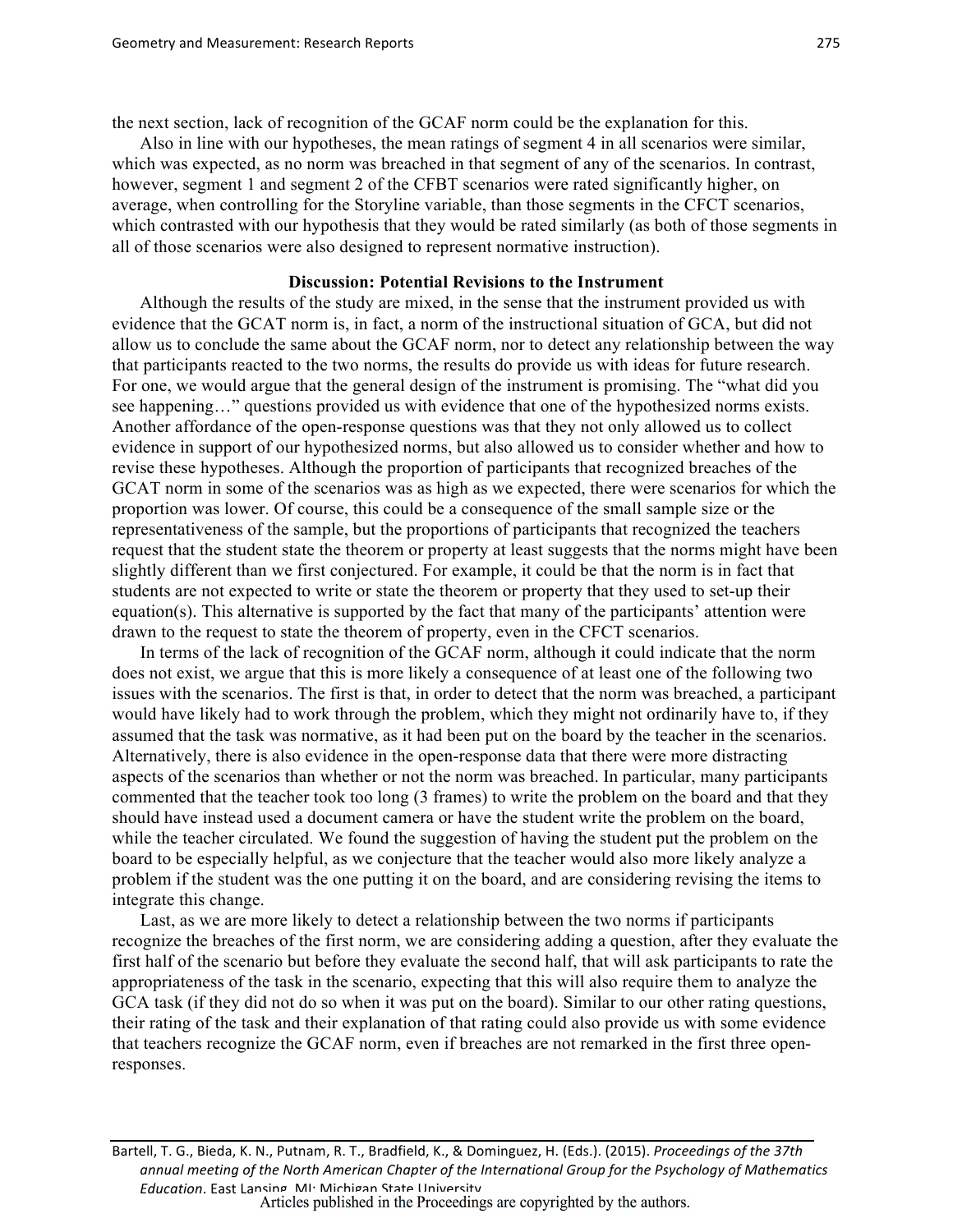the next section, lack of recognition of the GCAF norm could be the explanation for this.

Also in line with our hypotheses, the mean ratings of segment 4 in all scenarios were similar, which was expected, as no norm was breached in that segment of any of the scenarios. In contrast, however, segment 1 and segment 2 of the CFBT scenarios were rated significantly higher, on average, when controlling for the Storyline variable, than those segments in the CFCT scenarios, which contrasted with our hypothesis that they would be rated similarly (as both of those segments in all of those scenarios were also designed to represent normative instruction).

## Discussion: Potential Revisions to the Instrument

Although the results of the study are mixed, in the sense that the instrument provided us with evidence that the GCAT norm is, in fact, a norm of the instructional situation of GCA, but did not allow us to conclude the same about the GCAF norm, nor to detect any relationship between the way that participants reacted to the two norms, the results do provide us with ideas for future research. For one, we would argue that the general design of the instrument is promising. The "what did you see happening…" questions provided us with evidence that one of the hypothesized norms exists. Another affordance of the open-response questions was that they not only allowed us to collect evidence in support of our hypothesized norms, but also allowed us to consider whether and how to revise these hypotheses. Although the proportion of participants that recognized breaches of the GCAT norm in some of the scenarios was as high as we expected, there were scenarios for which the proportion was lower. Of course, this could be a consequence of the small sample size or the representativeness of the sample, but the proportions of participants that recognized the teachers request that the student state the theorem or property at least suggests that the norms might have been slightly different than we first conjectured. For example, it could be that the norm is in fact that students are not expected to write or state the theorem or property that they used to set-up their equation(s). This alternative is supported by the fact that many of the participants' attention were drawn to the request to state the theorem of property, even in the CFCT scenarios.

In terms of the lack of recognition of the GCAF norm, although it could indicate that the norm does not exist, we argue that this is more likely a consequence of at least one of the following two issues with the scenarios. The first is that, in order to detect that the norm was breached, a participant would have likely had to work through the problem, which they might not ordinarily have to, if they assumed that the task was normative, as it had been put on the board by the teacher in the scenarios. Alternatively, there is also evidence in the open-response data that there were more distracting aspects of the scenarios than whether or not the norm was breached. In particular, many participants commented that the teacher took too long (3 frames) to write the problem on the board and that they should have instead used a document camera or have the student write the problem on the board, while the teacher circulated. We found the suggestion of having the student put the problem on the board to be especially helpful, as we conjecture that the teacher would also more likely analyze a problem if the student was the one putting it on the board, and are considering revising the items to integrate this change.

Last, as we are more likely to detect a relationship between the two norms if participants recognize the breaches of the first norm, we are considering adding a question, after they evaluate the first half of the scenario but before they evaluate the second half, that will ask participants to rate the appropriateness of the task in the scenario, expecting that this will also require them to analyze the GCA task (if they did not do so when it was put on the board). Similar to our other rating questions, their rating of the task and their explanation of that rating could also provide us with some evidence that teachers recognize the GCAF norm, even if breaches are not remarked in the first three open-responses.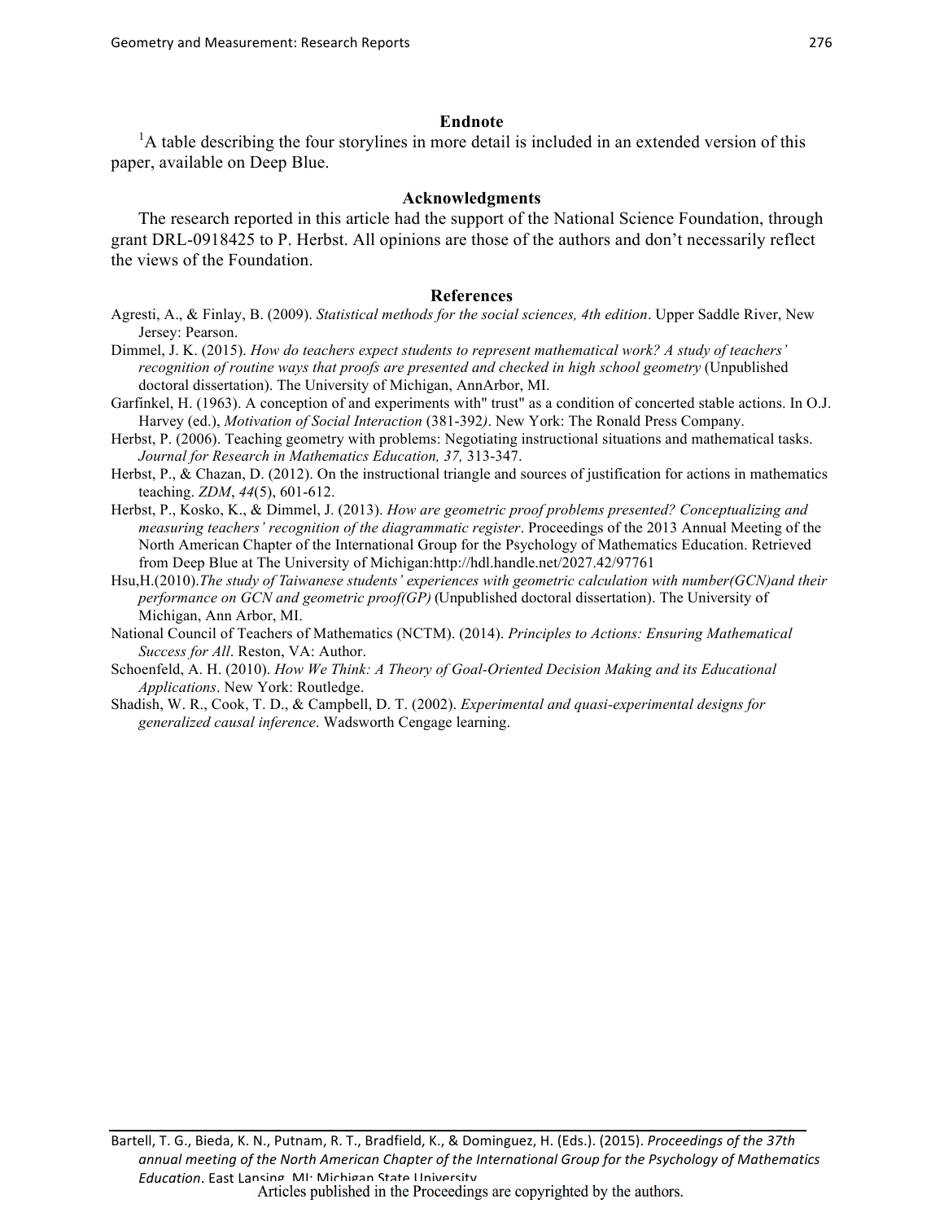## Endnote

[1]A table describing the four storylines in more detail is included in an extended version of this paper, available on Deep Blue.

## Acknowledgments

The research reported in this article had the support of the National Science Foundation, through grant DRL-0918425 to P. Herbst. All opinions are those of the authors and don't necessarily reflect the views of the Foundation.

## References

Agresti, A., & Finlay, B. (2009). *Statistical methods for the social sciences, 4th edition*. Upper Saddle River, New Jersey: Pearson.

Dimmel, J. K. (2015). *How do teachers expect students to represent mathematical work? A study of teachers' recognition of routine ways that proofs are presented and checked in high school geometry* (Unpublished doctoral dissertation). The University of Michigan, AnnArbor, MI.

Garfinkel, H. (1963). A conception of and experiments with" trust" as a condition of concerted stable actions. In O.J. Harvey (ed.), *Motivation of Social Interaction* (381-392*)*. New York: The Ronald Press Company.

Herbst, P. (2006). Teaching geometry with problems: Negotiating instructional situations and mathematical tasks. *Journal for Research in Mathematics Education, 37,* 313-347.

Herbst, P., & Chazan, D. (2012). On the instructional triangle and sources of justification for actions in mathematics teaching. *ZDM*, *44*(5), 601-612.

Herbst, P., Kosko, K., & Dimmel, J. (2013). *How are geometric proof problems presented? Conceptualizing and measuring teachers' recognition of the diagrammatic register*. Proceedings of the 2013 Annual Meeting of the North American Chapter of the International Group for the Psychology of Mathematics Education. Retrieved from Deep Blue at The University of Michigan:http://hdl.handle.net/2027.42/97761

Hsu,H.(2010).*The study of Taiwanese students' experiences with geometric calculation with number(GCN)and their performance on GCN and geometric proof(GP)* (Unpublished doctoral dissertation). The University of Michigan, Ann Arbor, MI.

National Council of Teachers of Mathematics (NCTM). (2014). *Principles to Actions: Ensuring Mathematical Success for All*. Reston, VA: Author.

Schoenfeld, A. H. (2010). *How We Think: A Theory of Goal-Oriented Decision Making and its Educational Applications*. New York: Routledge.

Shadish, W. R., Cook, T. D., & Campbell, D. T. (2002). *Experimental and quasi-experimental designs for generalized causal inference*. Wadsworth Cengage learning.